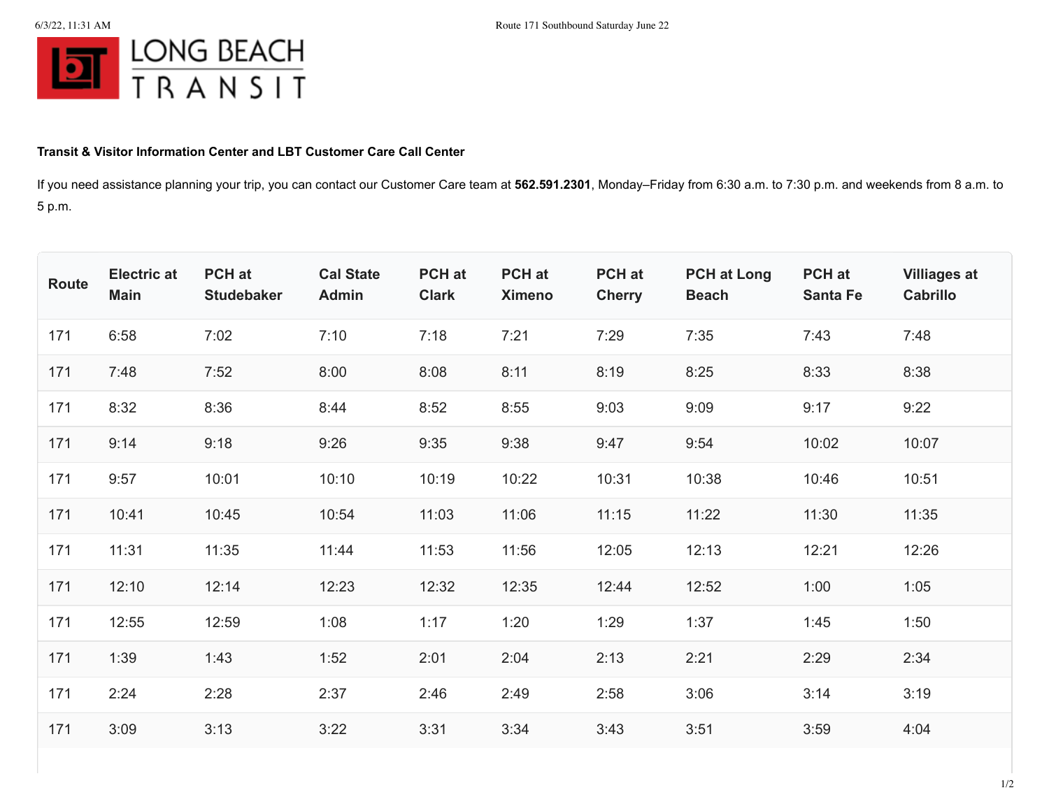LONG BEACH TRANSIT

**Transit & Visitor Information Center and LBT Customer Care Call Center**

If you need assistance planning your trip, you can contact our Customer Care team at **562.591.2301**, Monday–Friday from 6:30 a.m. to 7:30 p.m. and weekends from 8 a.m. to 5 p.m.

| Route | Electric at Main | PCH at Studebaker | Cal State Admin | PCH at Clark | PCH at Ximeno | PCH at Cherry | PCH at Long Beach | PCH at Santa Fe | Villiages at Cabrillo |
|---|---|---|---|---|---|---|---|---|---|
| 171 | 6:58 | 7:02 | 7:10 | 7:18 | 7:21 | 7:29 | 7:35 | 7:43 | 7:48 |
| 171 | 7:48 | 7:52 | 8:00 | 8:08 | 8:11 | 8:19 | 8:25 | 8:33 | 8:38 |
| 171 | 8:32 | 8:36 | 8:44 | 8:52 | 8:55 | 9:03 | 9:09 | 9:17 | 9:22 |
| 171 | 9:14 | 9:18 | 9:26 | 9:35 | 9:38 | 9:47 | 9:54 | 10:02 | 10:07 |
| 171 | 9:57 | 10:01 | 10:10 | 10:19 | 10:22 | 10:31 | 10:38 | 10:46 | 10:51 |
| 171 | 10:41 | 10:45 | 10:54 | 11:03 | 11:06 | 11:15 | 11:22 | 11:30 | 11:35 |
| 171 | 11:31 | 11:35 | 11:44 | 11:53 | 11:56 | 12:05 | 12:13 | 12:21 | 12:26 |
| 171 | 12:10 | 12:14 | 12:23 | 12:32 | 12:35 | 12:44 | 12:52 | 1:00 | 1:05 |
| 171 | 12:55 | 12:59 | 1:08 | 1:17 | 1:20 | 1:29 | 1:37 | 1:45 | 1:50 |
| 171 | 1:39 | 1:43 | 1:52 | 2:01 | 2:04 | 2:13 | 2:21 | 2:29 | 2:34 |
| 171 | 2:24 | 2:28 | 2:37 | 2:46 | 2:49 | 2:58 | 3:06 | 3:14 | 3:19 |
| 171 | 3:09 | 3:13 | 3:22 | 3:31 | 3:34 | 3:43 | 3:51 | 3:59 | 4:04 |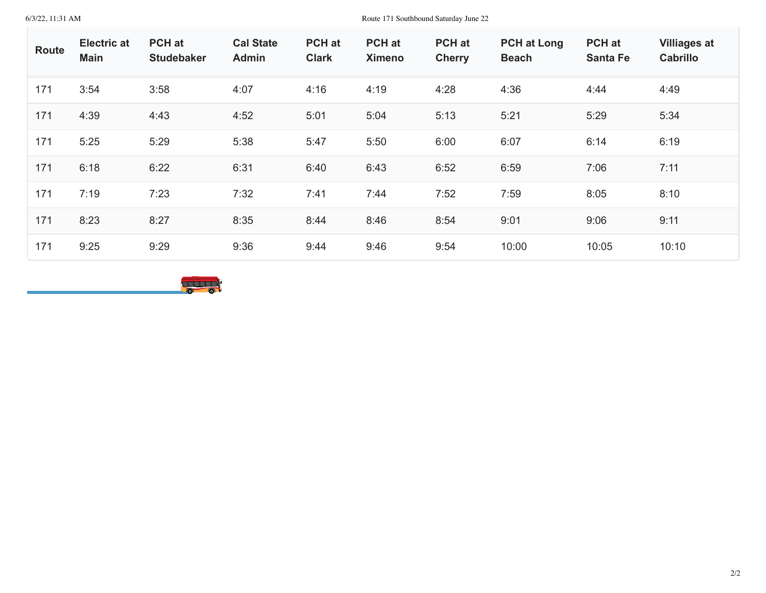| Route | Electric at Main | PCH at Studebaker | Cal State Admin | PCH at Clark | PCH at Ximeno | PCH at Cherry | PCH at Long Beach | PCH at Santa Fe | Villiages at Cabrillo |
|---|---|---|---|---|---|---|---|---|---|
| 171 | 3:54 | 3:58 | 4:07 | 4:16 | 4:19 | 4:28 | 4:36 | 4:44 | 4:49 |
| 171 | 4:39 | 4:43 | 4:52 | 5:01 | 5:04 | 5:13 | 5:21 | 5:29 | 5:34 |
| 171 | 5:25 | 5:29 | 5:38 | 5:47 | 5:50 | 6:00 | 6:07 | 6:14 | 6:19 |
| 171 | 6:18 | 6:22 | 6:31 | 6:40 | 6:43 | 6:52 | 6:59 | 7:06 | 7:11 |
| 171 | 7:19 | 7:23 | 7:32 | 7:41 | 7:44 | 7:52 | 7:59 | 8:05 | 8:10 |
| 171 | 8:23 | 8:27 | 8:35 | 8:44 | 8:46 | 8:54 | 9:01 | 9:06 | 9:11 |
| 171 | 9:25 | 9:29 | 9:36 | 9:44 | 9:46 | 9:54 | 10:00 | 10:05 | 10:10 |